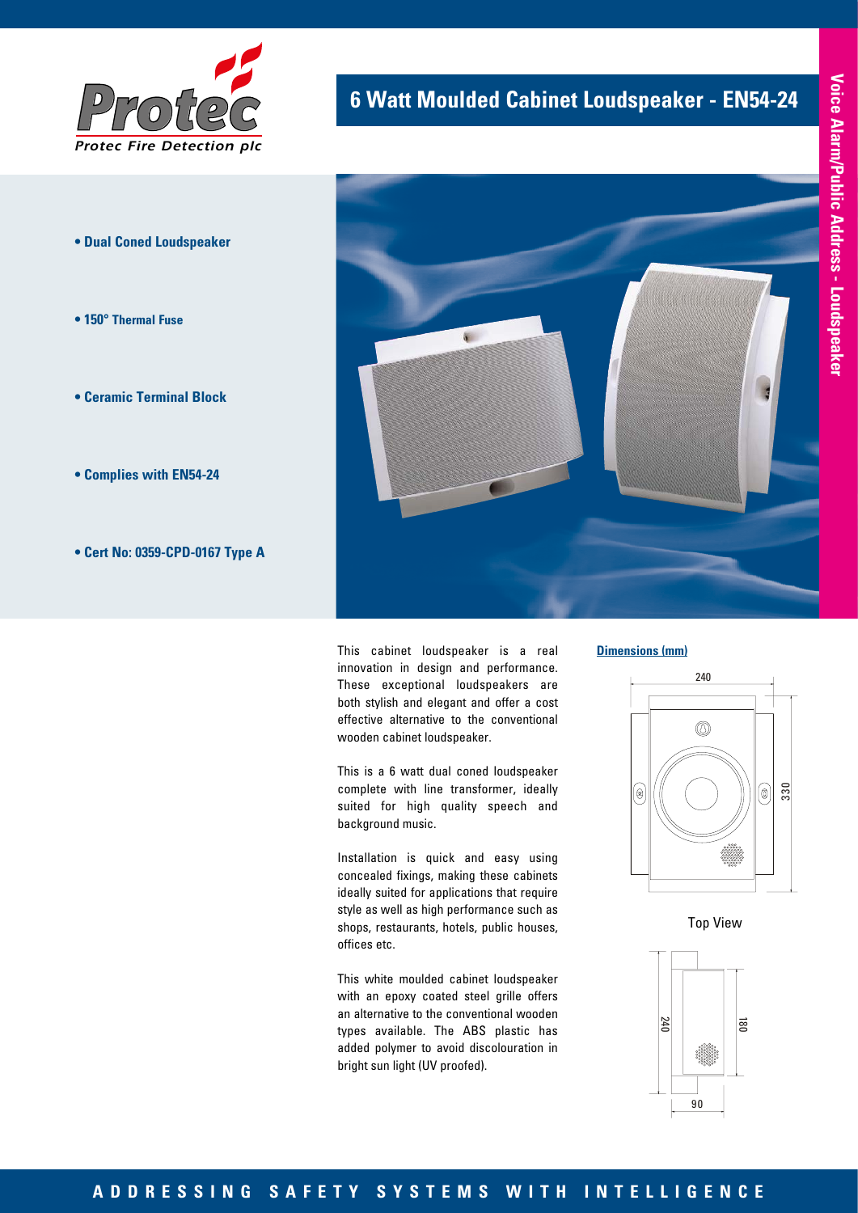Protec

*Protec Fire Detection plc*

# 6 Watt Moulded Cabinet Loudspeaker - EN54-24

Voice Alarm/Public Address - Loudspeaker

- **Dual Coned Loudspeaker**
- **150° Thermal Fuse**
- **Ceramic Terminal Block**
- **Complies with EN54-24**
- **Cert No: 0359-CPD-0167 Type A**

This cabinet loudspeaker is a real innovation in design and performance. These exceptional loudspeakers are both stylish and elegant and offer a cost effective alternative to the conventional wooden cabinet loudspeaker.

This is a 6 watt dual coned loudspeaker complete with line transformer, ideally suited for high quality speech and background music.

Installation is quick and easy using concealed fixings, making these cabinets ideally suited for applications that require style as well as high performance such as shops, restaurants, hotels, public houses, offices etc.

This white moulded cabinet loudspeaker with an epoxy coated steel grille offers an alternative to the conventional wooden types available. The ABS plastic has added polymer to avoid discolouration in bright sun light (UV proofed).

**Dimensions (mm)**

240

330

Top View

240

180

90

**ADDRESSING SAFETY SYSTEMS WITH INTELLIGENCE**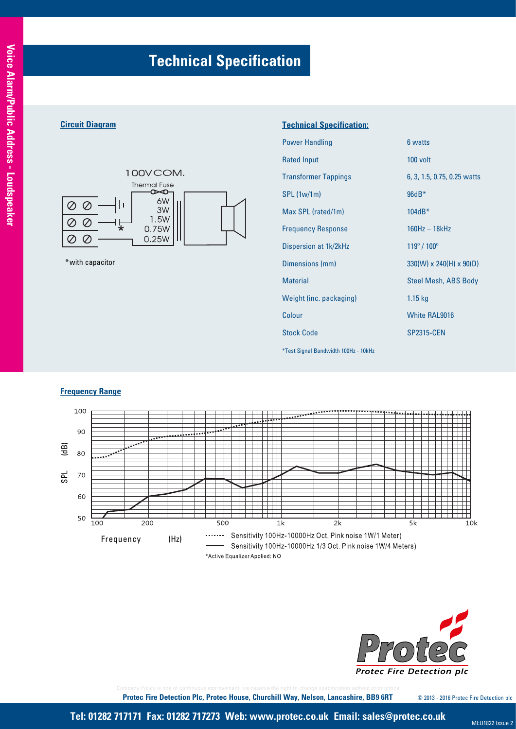# Technical Specification

## Circuit Diagram

100VCOM.

Thermal Fuse

6W
3W
1.5W
0.75W
0.25W

*with capacitor

## Technical Specification:

| | |
|---|---|
| Power Handling | 6 watts |
| Rated Input | 100 volt |
| Transformer Tappings | 6, 3, 1.5, 0.75, 0.25 watts |
| SPL (1w/1m) | 96dB* |
| Max SPL (rated/1m) | 104dB* |
| Frequency Response | 160Hz – 18kHz |
| Dispersion at 1k/2kHz | 119º / 100º |
| Dimensions (mm) | 330(W) x 240(H) x 90(D) |
| Material | Steel Mesh, ABS Body |
| Weight (inc. packaging) | 1.15 kg |
| Colour | White RAL9016 |
| Stock Code | SP2315-CEN |

*Test Signal Bandwidth 100Hz - 10kHz

## Frequency Range

SPL (dB)

100
90
80
70
60
50

100 200 500 1k 2k 5k 10k

Frequency (Hz)

······· Sensitivity 100Hz-10000Hz Oct. Pink noise 1W/1 Meter)

—— Sensitivity 100Hz-10000Hz 1/3 Oct. Pink noise 1W/4 Meters)

*Active Equalizer Applied: NO

Protec Fire Detection plc

Company Policy is one of continuous improvement, we reserve the right to change specification without prior notice

**Protec Fire Detection Plc, Protec House, Churchill Way, Nelson, Lancashire, BB9 6RT**

© 2013 - 2016 Protec Fire Detection plc

**Tel: 01282 717171 Fax: 01282 717273 Web: www.protec.co.uk Email: sales@protec.co.uk**

MED1822 Issue 2